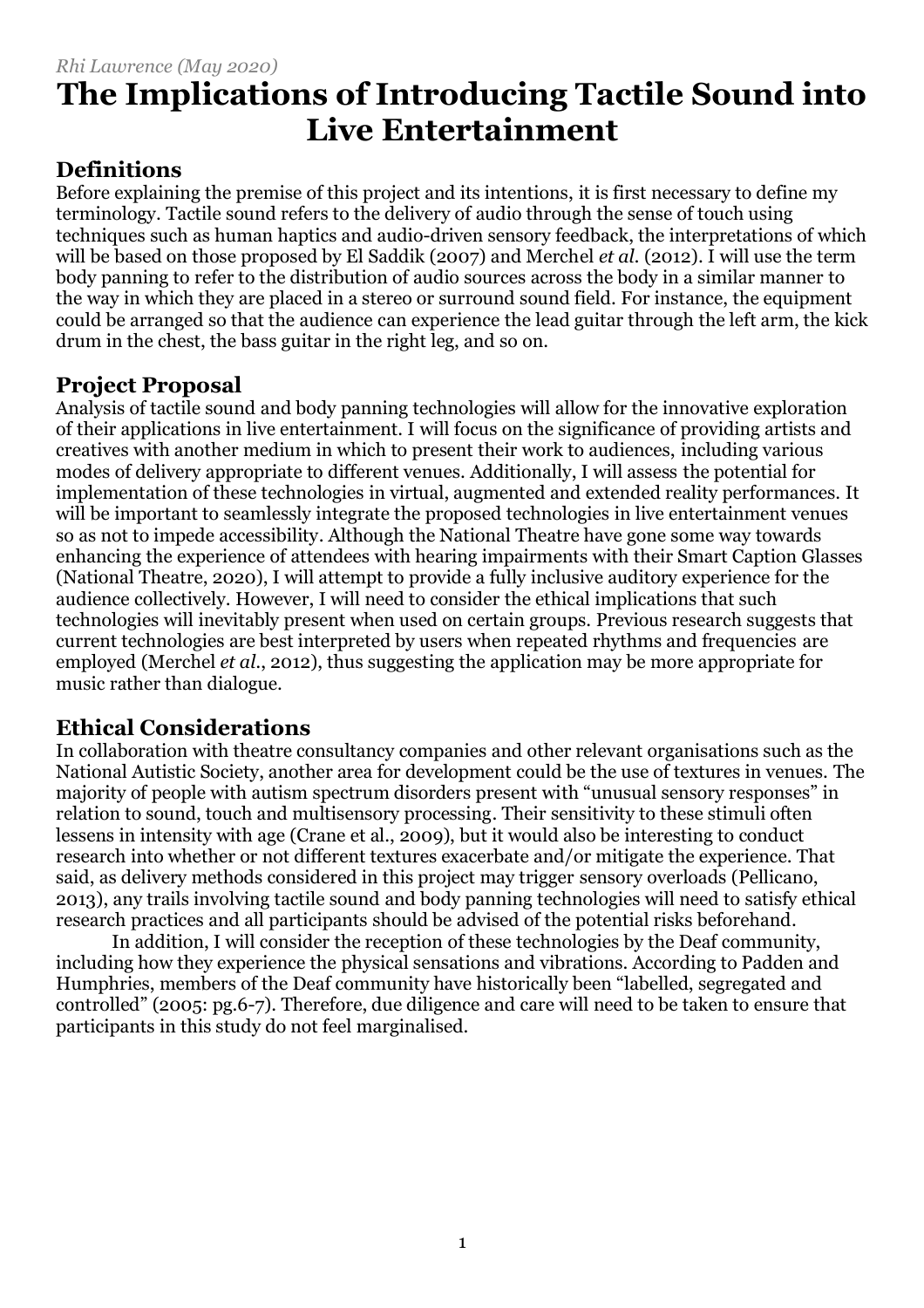*Rhi Lawrence (May 2020)*

# The Implications of Introducing Tactile Sound into Live Entertainment

## Definitions

Before explaining the premise of this project and its intentions, it is first necessary to define my terminology. Tactile sound refers to the delivery of audio through the sense of touch using techniques such as human haptics and audio-driven sensory feedback, the interpretations of which will be based on those proposed by El Saddik (2007) and Merchel *et al.* (2012). I will use the term body panning to refer to the distribution of audio sources across the body in a similar manner to the way in which they are placed in a stereo or surround sound field. For instance, the equipment could be arranged so that the audience can experience the lead guitar through the left arm, the kick drum in the chest, the bass guitar in the right leg, and so on.

## Project Proposal

Analysis of tactile sound and body panning technologies will allow for the innovative exploration of their applications in live entertainment. I will focus on the significance of providing artists and creatives with another medium in which to present their work to audiences, including various modes of delivery appropriate to different venues. Additionally, I will assess the potential for implementation of these technologies in virtual, augmented and extended reality performances. It will be important to seamlessly integrate the proposed technologies in live entertainment venues so as not to impede accessibility. Although the National Theatre have gone some way towards enhancing the experience of attendees with hearing impairments with their Smart Caption Glasses (National Theatre, 2020), I will attempt to provide a fully inclusive auditory experience for the audience collectively. However, I will need to consider the ethical implications that such technologies will inevitably present when used on certain groups. Previous research suggests that current technologies are best interpreted by users when repeated rhythms and frequencies are employed (Merchel *et al.*, 2012), thus suggesting the application may be more appropriate for music rather than dialogue.

## Ethical Considerations

In collaboration with theatre consultancy companies and other relevant organisations such as the National Autistic Society, another area for development could be the use of textures in venues. The majority of people with autism spectrum disorders present with "unusual sensory responses" in relation to sound, touch and multisensory processing. Their sensitivity to these stimuli often lessens in intensity with age (Crane et al., 2009), but it would also be interesting to conduct research into whether or not different textures exacerbate and/or mitigate the experience. That said, as delivery methods considered in this project may trigger sensory overloads (Pellicano, 2013), any trails involving tactile sound and body panning technologies will need to satisfy ethical research practices and all participants should be advised of the potential risks beforehand.

In addition, I will consider the reception of these technologies by the Deaf community, including how they experience the physical sensations and vibrations. According to Padden and Humphries, members of the Deaf community have historically been "labelled, segregated and controlled" (2005: pg.6-7). Therefore, due diligence and care will need to be taken to ensure that participants in this study do not feel marginalised.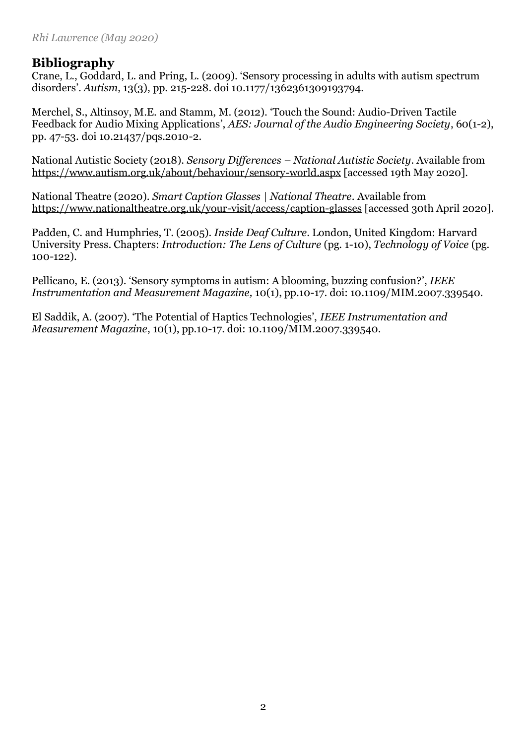## Bibliography

Crane, L., Goddard, L. and Pring, L. (2009). 'Sensory processing in adults with autism spectrum disorders'. *Autism*, 13(3), pp. 215-228. doi 10.1177/1362361309193794.

Merchel, S., Altinsoy, M.E. and Stamm, M. (2012). 'Touch the Sound: Audio-Driven Tactile Feedback for Audio Mixing Applications', *AES: Journal of the Audio Engineering Society*, 60(1-2), pp. 47-53. doi 10.21437/pqs.2010-2.

National Autistic Society (2018). *Sensory Differences – National Autistic Society*. Available from https://www.autism.org.uk/about/behaviour/sensory-world.aspx [accessed 19th May 2020].

National Theatre (2020). *Smart Caption Glasses | National Theatre*. Available from https://www.nationaltheatre.org.uk/your-visit/access/caption-glasses [accessed 30th April 2020].

Padden, C. and Humphries, T. (2005). *Inside Deaf Culture*. London, United Kingdom: Harvard University Press. Chapters: *Introduction: The Lens of Culture* (pg. 1-10), *Technology of Voice* (pg. 100-122).

Pellicano, E. (2013). 'Sensory symptoms in autism: A blooming, buzzing confusion?', *IEEE Instrumentation and Measurement Magazine,* 10(1), pp.10-17. doi: 10.1109/MIM.2007.339540.

El Saddik, A. (2007). 'The Potential of Haptics Technologies', *IEEE Instrumentation and Measurement Magazine*, 10(1), pp.10-17. doi: 10.1109/MIM.2007.339540.